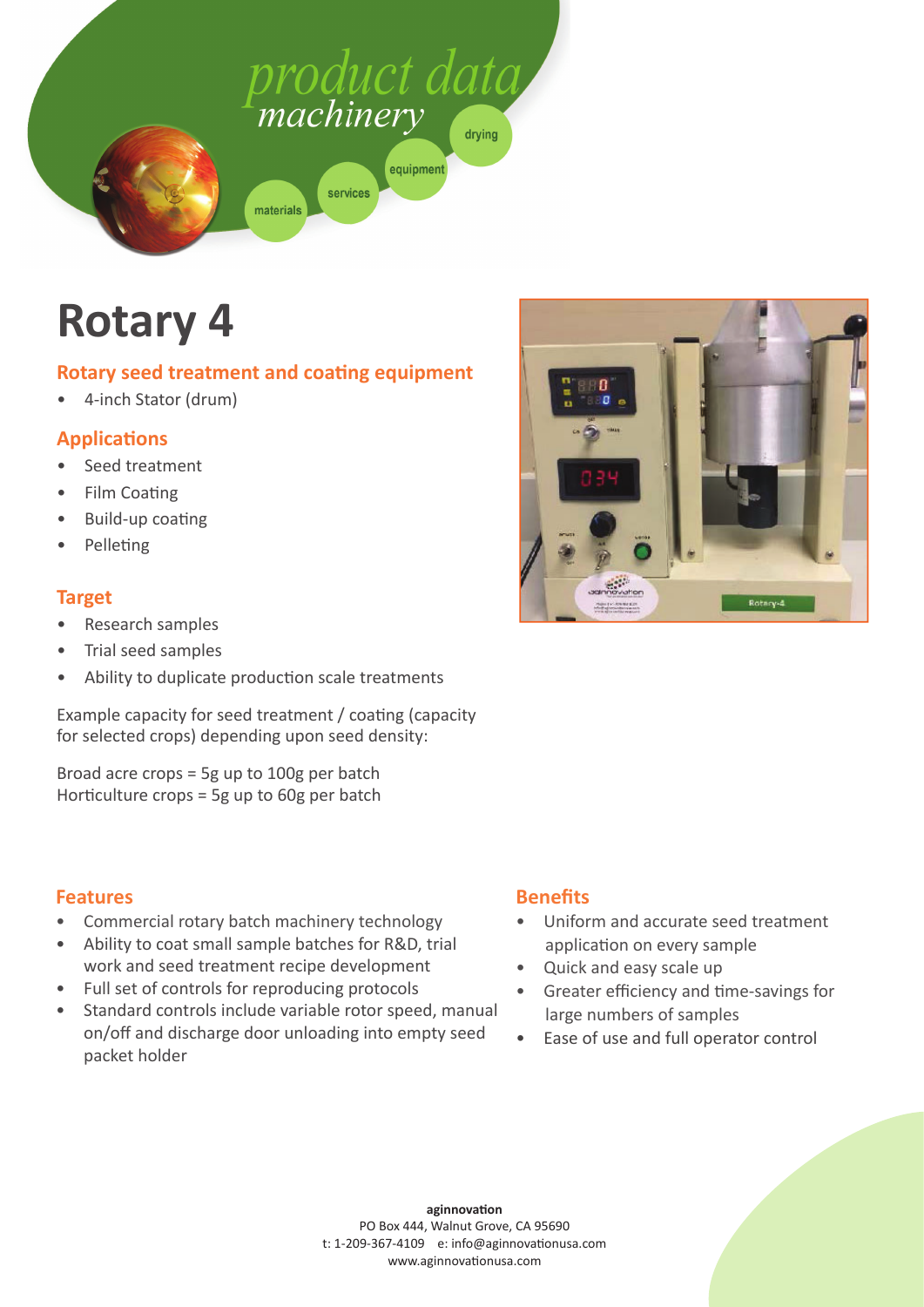# Rotary 4

## Rotary seed treatment and coating equipment

- 4-inch Stator (drum)

## Applications

- Seed treatment
- Film Coating
- Build-up coating
- Pelleting

## Target

- Research samples
- Trial seed samples
- Ability to duplicate production scale treatments

Example capacity for seed treatment / coating (capacity for selected crops) depending upon seed density:

Broad acre crops = 5g up to 100g per batch
Horticulture crops = 5g up to 60g per batch

## Features

- Commercial rotary batch machinery technology
- Ability to coat small sample batches for R&D, trial work and seed treatment recipe development
- Full set of controls for reproducing protocols
- Standard controls include variable rotor speed, manual on/off and discharge door unloading into empty seed packet holder

## Benefits

- Uniform and accurate seed treatment application on every sample
- Quick and easy scale up
- Greater efficiency and time-savings for large numbers of samples
- Ease of use and full operator control

**aginnovation**
PO Box 444, Walnut Grove, CA 95690
t: 1-209-367-4109 e: info@aginnovationusa.com
www.aginnovationusa.com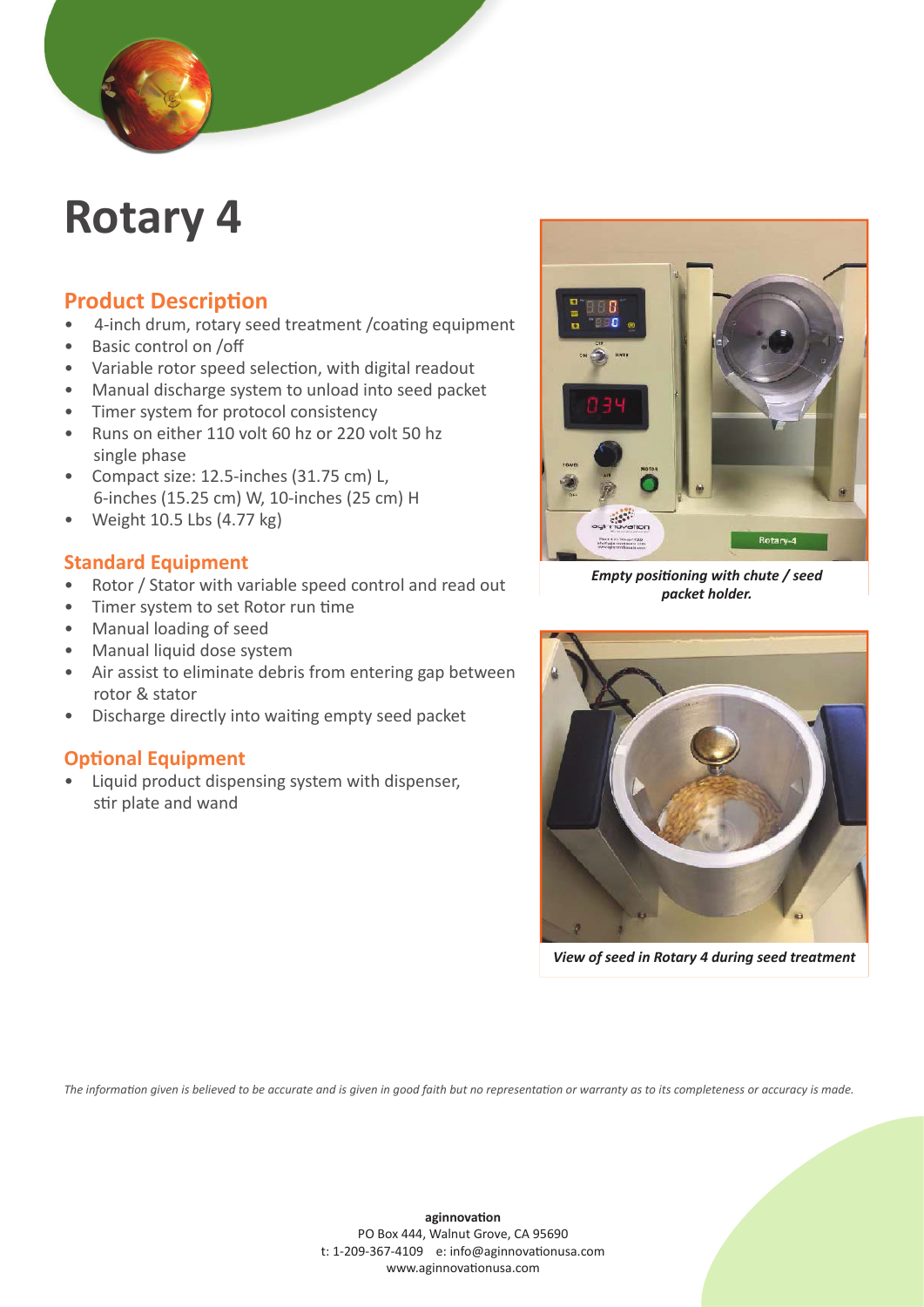# Rotary 4

## Product Description

- 4-inch drum, rotary seed treatment /coating equipment
- Basic control on /off
- Variable rotor speed selection, with digital readout
- Manual discharge system to unload into seed packet
- Timer system for protocol consistency
- Runs on either 110 volt 60 hz or 220 volt 50 hz single phase
- Compact size: 12.5-inches (31.75 cm) L, 6-inches (15.25 cm) W, 10-inches (25 cm) H
- Weight 10.5 Lbs (4.77 kg)

## Standard Equipment

- Rotor / Stator with variable speed control and read out
- Timer system to set Rotor run time
- Manual loading of seed
- Manual liquid dose system
- Air assist to eliminate debris from entering gap between rotor & stator
- Discharge directly into waiting empty seed packet

## Optional Equipment

- Liquid product dispensing system with dispenser, stir plate and wand

*Empty positioning with chute / seed packet holder.*

*View of seed in Rotary 4 during seed treatment*

*The information given is believed to be accurate and is given in good faith but no representation or warranty as to its completeness or accuracy is made.*

**aginnovation**
PO Box 444, Walnut Grove, CA 95690
t: 1-209-367-4109 e: info@aginnovationusa.com
www.aginnovationusa.com